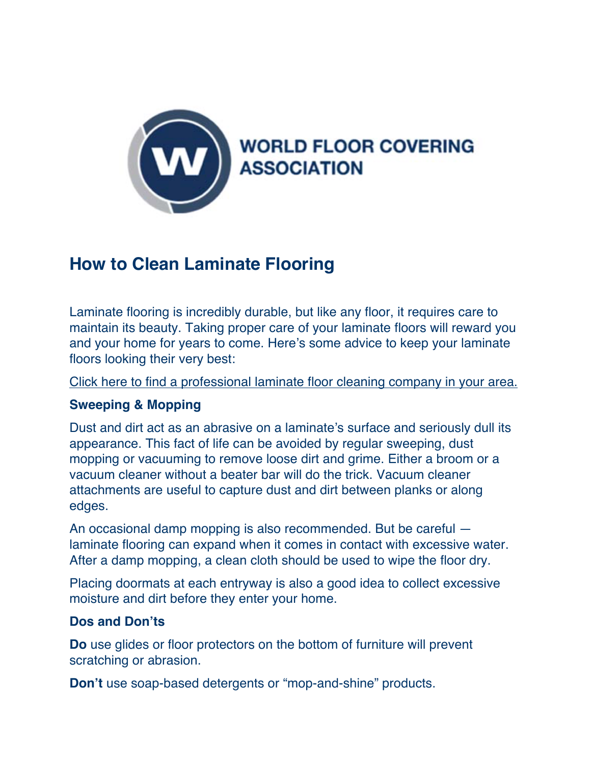WORLD FLOOR COVERING ASSOCIATION

# How to Clean Laminate Flooring

Laminate flooring is incredibly durable, but like any floor, it requires care to maintain its beauty. Taking proper care of your laminate floors will reward you and your home for years to come. Here's some advice to keep your laminate floors looking their very best:

Click here to find a professional laminate floor cleaning company in your area.

### Sweeping & Mopping

Dust and dirt act as an abrasive on a laminate's surface and seriously dull its appearance. This fact of life can be avoided by regular sweeping, dust mopping or vacuuming to remove loose dirt and grime. Either a broom or a vacuum cleaner without a beater bar will do the trick. Vacuum cleaner attachments are useful to capture dust and dirt between planks or along edges.

An occasional damp mopping is also recommended. But be careful — laminate flooring can expand when it comes in contact with excessive water. After a damp mopping, a clean cloth should be used to wipe the floor dry.

Placing doormats at each entryway is also a good idea to collect excessive moisture and dirt before they enter your home.

### Dos and Don'ts

**Do** use glides or floor protectors on the bottom of furniture will prevent scratching or abrasion.

**Don't** use soap-based detergents or "mop-and-shine" products.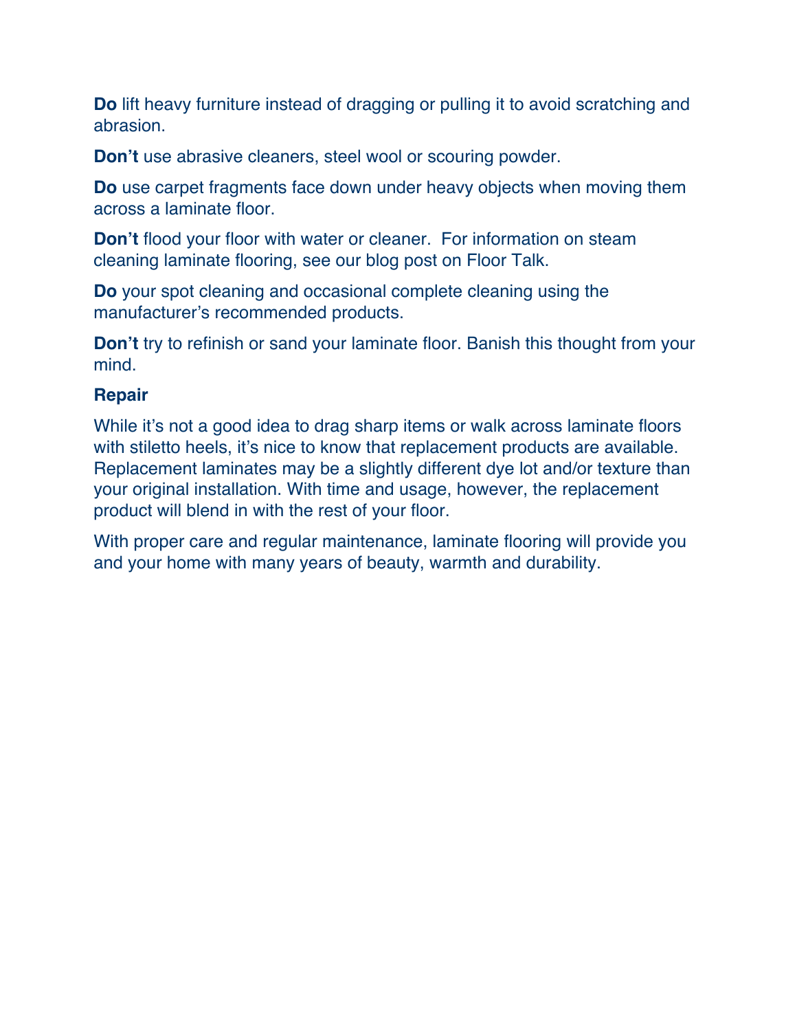**Do** lift heavy furniture instead of dragging or pulling it to avoid scratching and abrasion.

**Don't** use abrasive cleaners, steel wool or scouring powder.

**Do** use carpet fragments face down under heavy objects when moving them across a laminate floor.

**Don't** flood your floor with water or cleaner.  For information on steam cleaning laminate flooring, see our blog post on Floor Talk.

**Do** your spot cleaning and occasional complete cleaning using the manufacturer's recommended products.

**Don't** try to refinish or sand your laminate floor. Banish this thought from your mind.

**Repair**

While it's not a good idea to drag sharp items or walk across laminate floors with stiletto heels, it's nice to know that replacement products are available. Replacement laminates may be a slightly different dye lot and/or texture than your original installation. With time and usage, however, the replacement product will blend in with the rest of your floor.

With proper care and regular maintenance, laminate flooring will provide you and your home with many years of beauty, warmth and durability.